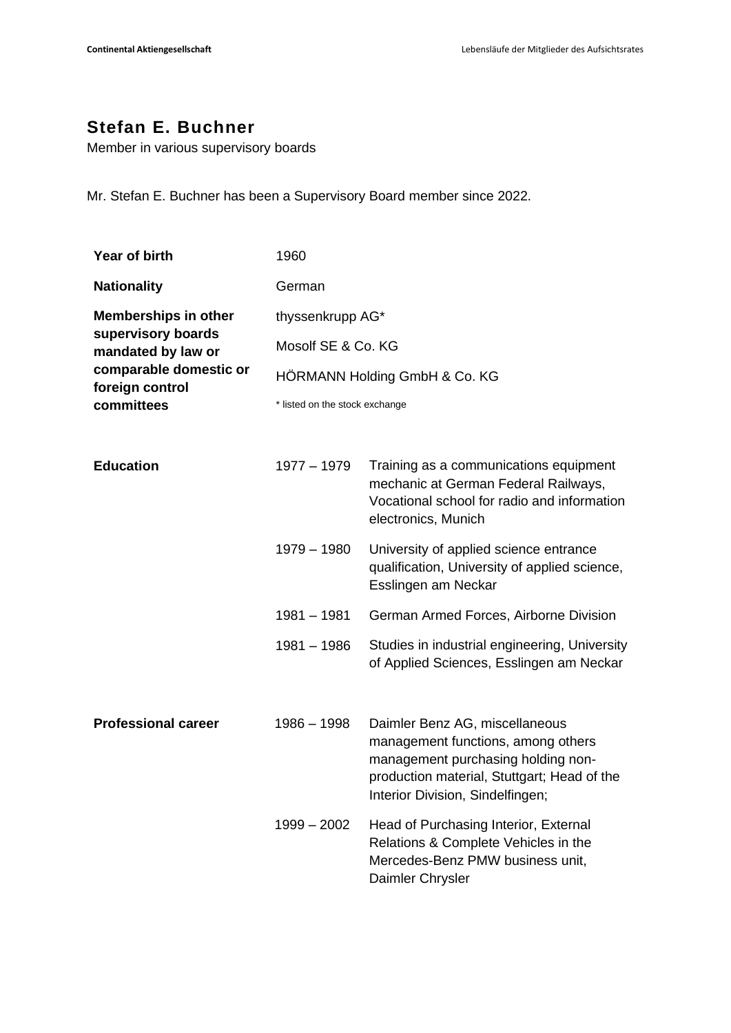# Stefan E. Buchner

Member in various supervisory boards

Mr. Stefan E. Buchner has been a Supervisory Board member since 2022.

| | | |
|---|---|---|
| **Year of birth** | 1960 | |
| **Nationality** | German | |
| **Memberships in other supervisory boards mandated by law or comparable domestic or foreign control committees** | thyssenkrupp AG* | |
| | Mosolf SE & Co. KG | |
| | HÖRMANN Holding GmbH & Co. KG | |
| | * listed on the stock exchange | |
| **Education** | 1977 – 1979 | Training as a communications equipment mechanic at German Federal Railways, Vocational school for radio and information electronics, Munich |
| | 1979 – 1980 | University of applied science entrance qualification, University of applied science, Esslingen am Neckar |
| | 1981 – 1981 | German Armed Forces, Airborne Division |
| | 1981 – 1986 | Studies in industrial engineering, University of Applied Sciences, Esslingen am Neckar |
| **Professional career** | 1986 – 1998 | Daimler Benz AG, miscellaneous management functions, among others management purchasing holding non-production material, Stuttgart; Head of the Interior Division, Sindelfingen; |
| | 1999 – 2002 | Head of Purchasing Interior, External Relations & Complete Vehicles in the Mercedes-Benz PMW business unit, Daimler Chrysler |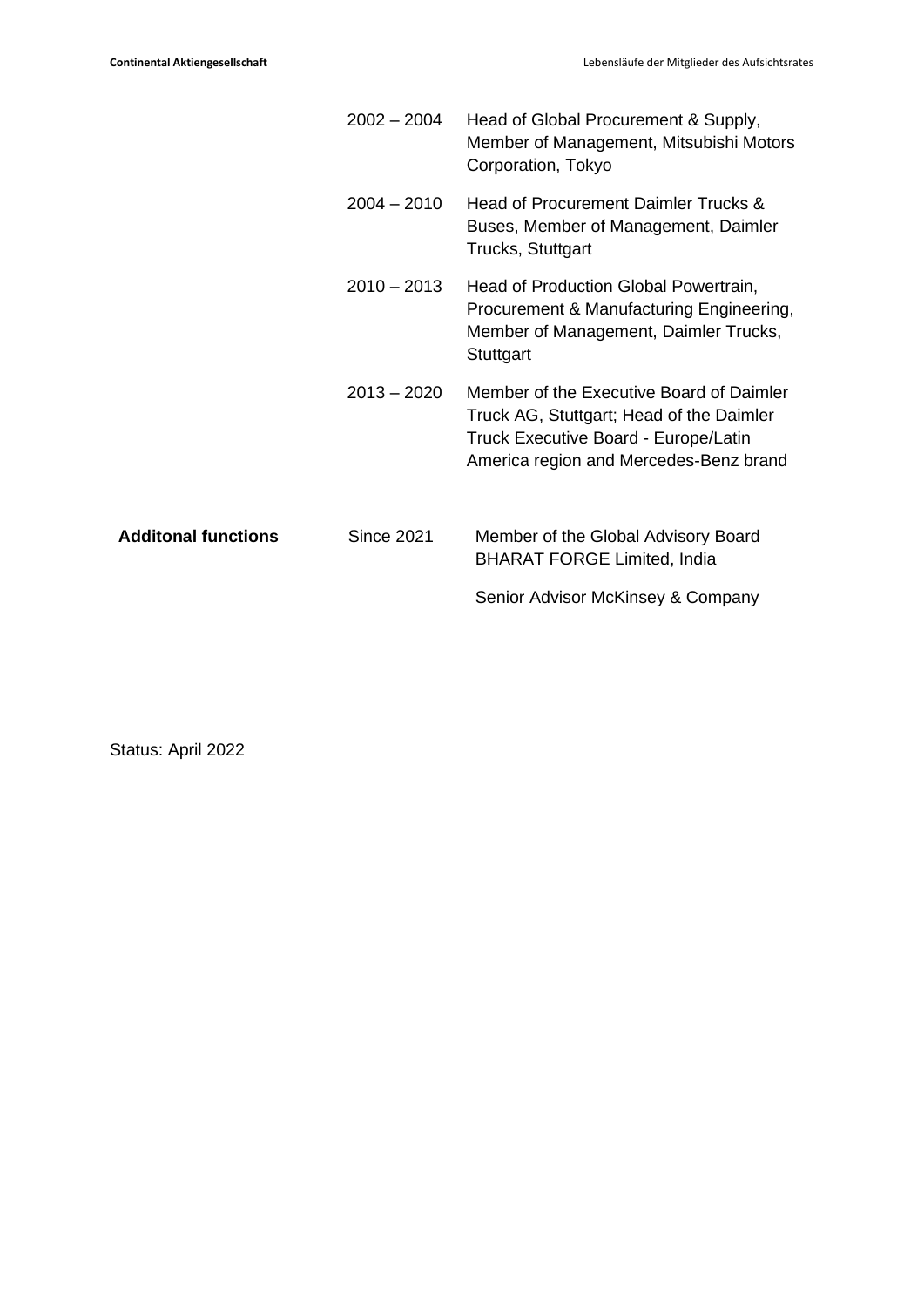| | | |
|---|---|---|
| | 2002 – 2004 | Head of Global Procurement & Supply, Member of Management, Mitsubishi Motors Corporation, Tokyo |
| | 2004 – 2010 | Head of Procurement Daimler Trucks & Buses, Member of Management, Daimler Trucks, Stuttgart |
| | 2010 – 2013 | Head of Production Global Powertrain, Procurement & Manufacturing Engineering, Member of Management, Daimler Trucks, Stuttgart |
| | 2013 – 2020 | Member of the Executive Board of Daimler Truck AG, Stuttgart; Head of the Daimler Truck Executive Board - Europe/Latin America region and Mercedes-Benz brand |
| **Additonal functions** | Since 2021 | Member of the Global Advisory Board BHARAT FORGE Limited, India |
| | | Senior Advisor McKinsey & Company |

Status: April 2022